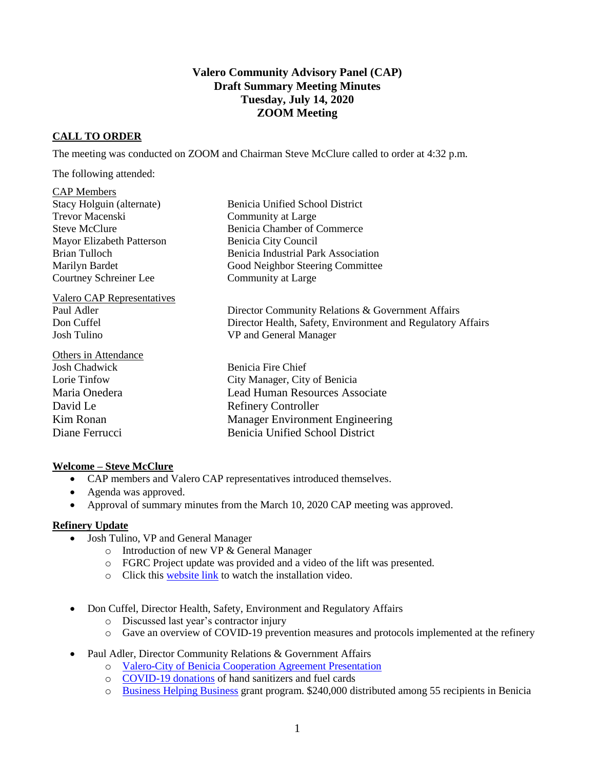# Valero Community Advisory Panel (CAP)
## Draft Summary Meeting Minutes
## Tuesday, July 14, 2020
## ZOOM Meeting

**CALL TO ORDER**

The meeting was conducted on ZOOM and Chairman Steve McClure called to order at 4:32 p.m.

The following attended:

| CAP Members | |
|---|---|
| Stacy Holguin (alternate) | Benicia Unified School District |
| Trevor Macenski | Community at Large |
| Steve McClure | Benicia Chamber of Commerce |
| Mayor Elizabeth Patterson | Benicia City Council |
| Brian Tulloch | Benicia Industrial Park Association |
| Marilyn Bardet | Good Neighbor Steering Committee |
| Courtney Schreiner Lee | Community at Large |

| Valero CAP Representatives | |
|---|---|
| Paul Adler | Director Community Relations & Government Affairs |
| Don Cuffel | Director Health, Safety, Environment and Regulatory Affairs |
| Josh Tulino | VP and General Manager |

| Others in Attendance | |
|---|---|
| Josh Chadwick | Benicia Fire Chief |
| Lorie Tinfow | City Manager, City of Benicia |
| Maria Onedera | Lead Human Resources Associate |
| David Le | Refinery Controller |
| Kim Ronan | Manager Environment Engineering |
| Diane Ferrucci | Benicia Unified School District |

**Welcome – Steve McClure**

- CAP members and Valero CAP representatives introduced themselves.
- Agenda was approved.
- Approval of summary minutes from the March 10, 2020 CAP meeting was approved.

**Refinery Update**

- Josh Tulino, VP and General Manager
    - Introduction of new VP & General Manager
    - FGRC Project update was provided and a video of the lift was presented.
    - Click this website link to watch the installation video.

- Don Cuffel, Director Health, Safety, Environment and Regulatory Affairs
    - Discussed last year's contractor injury
    - Gave an overview of COVID-19 prevention measures and protocols implemented at the refinery

- Paul Adler, Director Community Relations & Government Affairs
    - Valero-City of Benicia Cooperation Agreement Presentation
    - COVID-19 donations of hand sanitizers and fuel cards
    - Business Helping Business grant program. $240,000 distributed among 55 recipients in Benicia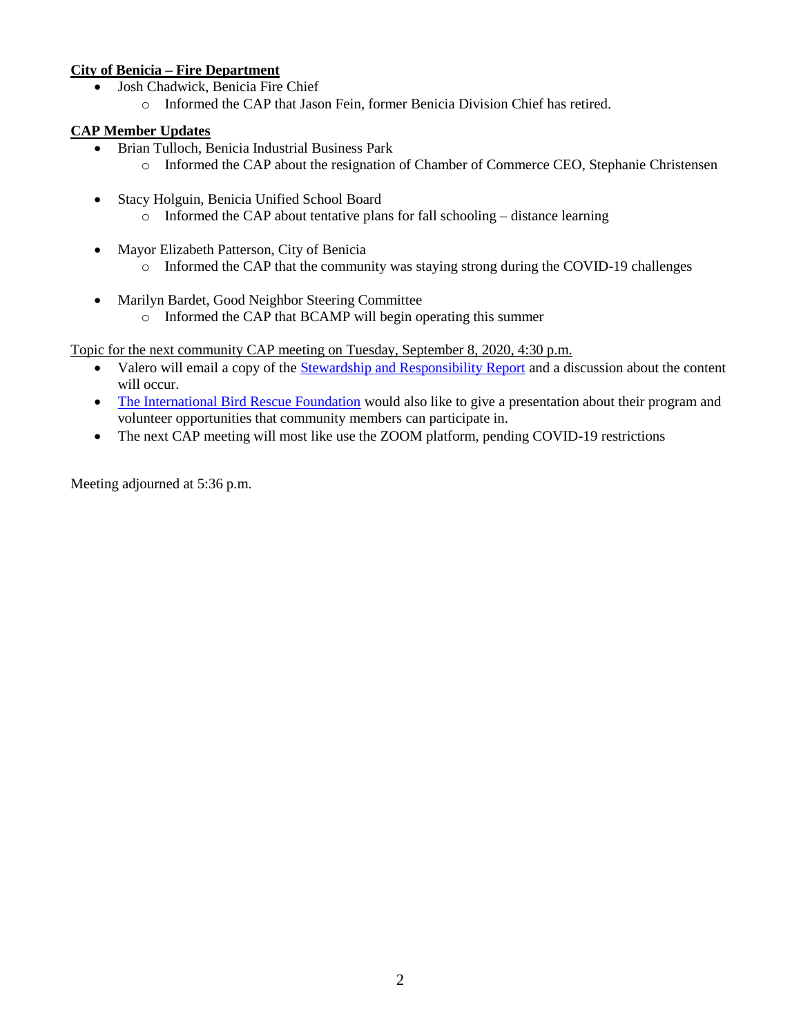**City of Benicia – Fire Department**

- Josh Chadwick, Benicia Fire Chief
  - Informed the CAP that Jason Fein, former Benicia Division Chief has retired.

**CAP Member Updates**

- Brian Tulloch, Benicia Industrial Business Park
  - Informed the CAP about the resignation of Chamber of Commerce CEO, Stephanie Christensen

- Stacy Holguin, Benicia Unified School Board
  - Informed the CAP about tentative plans for fall schooling – distance learning

- Mayor Elizabeth Patterson, City of Benicia
  - Informed the CAP that the community was staying strong during the COVID-19 challenges

- Marilyn Bardet, Good Neighbor Steering Committee
  - Informed the CAP that BCAMP will begin operating this summer

Topic for the next community CAP meeting on Tuesday, September 8, 2020, 4:30 p.m.

- Valero will email a copy of the Stewardship and Responsibility Report and a discussion about the content will occur.
- The International Bird Rescue Foundation would also like to give a presentation about their program and volunteer opportunities that community members can participate in.
- The next CAP meeting will most like use the ZOOM platform, pending COVID-19 restrictions

Meeting adjourned at 5:36 p.m.